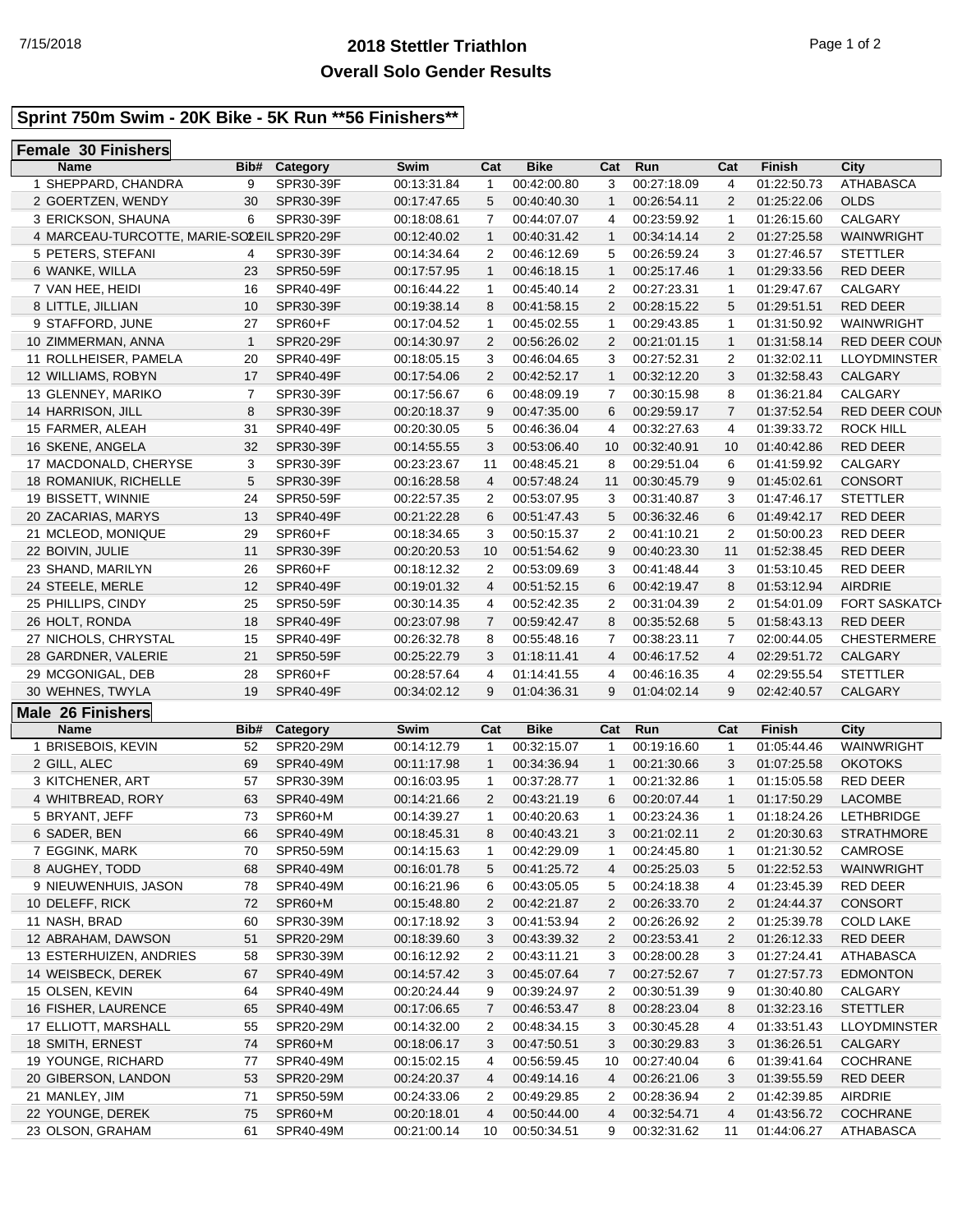# 2018 Stettler Triathlon

## Overall Solo Gender Results

### Sprint 750m Swim - 20K Bike - 5K Run **56 Finishers**

#### Female 30 Finishers

| | Name | Bib# | Category | Swim | Cat | Bike | Cat | Run | Cat | Finish | City |
|---|---|---|---|---|---|---|---|---|---|---|---|
| 1 | SHEPPARD, CHANDRA | 9 | SPR30-39F | 00:13:31.84 | 1 | 00:42:00.80 | 3 | 00:27:18.09 | 4 | 01:22:50.73 | ATHABASCA |
| 2 | GOERTZEN, WENDY | 30 | SPR30-39F | 00:17:47.65 | 5 | 00:40:40.30 | 1 | 00:26:54.11 | 2 | 01:25:22.06 | OLDS |
| 3 | ERICKSON, SHAUNA | 6 | SPR30-39F | 00:18:08.61 | 7 | 00:44:07.07 | 4 | 00:23:59.92 | 1 | 01:26:15.60 | CALGARY |
| 4 | MARCEAU-TURCOTTE, MARIE-SOLEIL | 2 | SPR20-29F | 00:12:40.02 | 1 | 00:40:31.42 | 1 | 00:34:14.14 | 2 | 01:27:25.58 | WAINWRIGHT |
| 5 | PETERS, STEFANI | 4 | SPR30-39F | 00:14:34.64 | 2 | 00:46:12.69 | 5 | 00:26:59.24 | 3 | 01:27:46.57 | STETTLER |
| 6 | WANKE, WILLA | 23 | SPR50-59F | 00:17:57.95 | 1 | 00:46:18.15 | 1 | 00:25:17.46 | 1 | 01:29:33.56 | RED DEER |
| 7 | VAN HEE, HEIDI | 16 | SPR40-49F | 00:16:44.22 | 1 | 00:45:40.14 | 2 | 00:27:23.31 | 1 | 01:29:47.67 | CALGARY |
| 8 | LITTLE, JILLIAN | 10 | SPR30-39F | 00:19:38.14 | 8 | 00:41:58.15 | 2 | 00:28:15.22 | 5 | 01:29:51.51 | RED DEER |
| 9 | STAFFORD, JUNE | 27 | SPR60+F | 00:17:04.52 | 1 | 00:45:02.55 | 1 | 00:29:43.85 | 1 | 01:31:50.92 | WAINWRIGHT |
| 10 | ZIMMERMAN, ANNA | 1 | SPR20-29F | 00:14:30.97 | 2 | 00:56:26.02 | 2 | 00:21:01.15 | 1 | 01:31:58.14 | RED DEER COUN |
| 11 | ROLLHEISER, PAMELA | 20 | SPR40-49F | 00:18:05.15 | 3 | 00:46:04.65 | 3 | 00:27:52.31 | 2 | 01:32:02.11 | LLOYDMINSTER |
| 12 | WILLIAMS, ROBYN | 17 | SPR40-49F | 00:17:54.06 | 2 | 00:42:52.17 | 1 | 00:32:12.20 | 3 | 01:32:58.43 | CALGARY |
| 13 | GLENNEY, MARIKO | 7 | SPR30-39F | 00:17:56.67 | 6 | 00:48:09.19 | 7 | 00:30:15.98 | 8 | 01:36:21.84 | CALGARY |
| 14 | HARRISON, JILL | 8 | SPR30-39F | 00:20:18.37 | 9 | 00:47:35.00 | 6 | 00:29:59.17 | 7 | 01:37:52.54 | RED DEER COUN |
| 15 | FARMER, ALEAH | 31 | SPR40-49F | 00:20:30.05 | 5 | 00:46:36.04 | 4 | 00:32:27.63 | 4 | 01:39:33.72 | ROCK HILL |
| 16 | SKENE, ANGELA | 32 | SPR30-39F | 00:14:55.55 | 3 | 00:53:06.40 | 10 | 00:32:40.91 | 10 | 01:40:42.86 | RED DEER |
| 17 | MACDONALD, CHERYSE | 3 | SPR30-39F | 00:23:23.67 | 11 | 00:48:45.21 | 8 | 00:29:51.04 | 6 | 01:41:59.92 | CALGARY |
| 18 | ROMANIUK, RICHELLE | 5 | SPR30-39F | 00:16:28.58 | 4 | 00:57:48.24 | 11 | 00:30:45.79 | 9 | 01:45:02.61 | CONSORT |
| 19 | BISSETT, WINNIE | 24 | SPR50-59F | 00:22:57.35 | 2 | 00:53:07.95 | 3 | 00:31:40.87 | 3 | 01:47:46.17 | STETTLER |
| 20 | ZACARIAS, MARYS | 13 | SPR40-49F | 00:21:22.28 | 6 | 00:51:47.43 | 5 | 00:36:32.46 | 6 | 01:49:42.17 | RED DEER |
| 21 | MCLEOD, MONIQUE | 29 | SPR60+F | 00:18:34.65 | 3 | 00:50:15.37 | 2 | 00:41:10.21 | 2 | 01:50:00.23 | RED DEER |
| 22 | BOIVIN, JULIE | 11 | SPR30-39F | 00:20:20.53 | 10 | 00:51:54.62 | 9 | 00:40:23.30 | 11 | 01:52:38.45 | RED DEER |
| 23 | SHAND, MARILYN | 26 | SPR60+F | 00:18:12.32 | 2 | 00:53:09.69 | 3 | 00:41:48.44 | 3 | 01:53:10.45 | RED DEER |
| 24 | STEELE, MERLE | 12 | SPR40-49F | 00:19:01.32 | 4 | 00:51:52.15 | 6 | 00:42:19.47 | 8 | 01:53:12.94 | AIRDRIE |
| 25 | PHILLIPS, CINDY | 25 | SPR50-59F | 00:30:14.35 | 4 | 00:52:42.35 | 2 | 00:31:04.39 | 2 | 01:54:01.09 | FORT SASKATCH |
| 26 | HOLT, RONDA | 18 | SPR40-49F | 00:23:07.98 | 7 | 00:59:42.47 | 8 | 00:35:52.68 | 5 | 01:58:43.13 | RED DEER |
| 27 | NICHOLS, CHRYSTAL | 15 | SPR40-49F | 00:26:32.78 | 8 | 00:55:48.16 | 7 | 00:38:23.11 | 7 | 02:00:44.05 | CHESTERMERE |
| 28 | GARDNER, VALERIE | 21 | SPR50-59F | 00:25:22.79 | 3 | 01:18:11.41 | 4 | 00:46:17.52 | 4 | 02:29:51.72 | CALGARY |
| 29 | MCGONIGAL, DEB | 28 | SPR60+F | 00:28:57.64 | 4 | 01:14:41.55 | 4 | 00:46:16.35 | 4 | 02:29:55.54 | STETTLER |
| 30 | WEHNES, TWYLA | 19 | SPR40-49F | 00:34:02.12 | 9 | 01:04:36.31 | 9 | 01:04:02.14 | 9 | 02:42:40.57 | CALGARY |

#### Male 26 Finishers

| | Name | Bib# | Category | Swim | Cat | Bike | Cat | Run | Cat | Finish | City |
|---|---|---|---|---|---|---|---|---|---|---|---|
| 1 | BRISEBOIS, KEVIN | 52 | SPR20-29M | 00:14:12.79 | 1 | 00:32:15.07 | 1 | 00:19:16.60 | 1 | 01:05:44.46 | WAINWRIGHT |
| 2 | GILL, ALEC | 69 | SPR40-49M | 00:11:17.98 | 1 | 00:34:36.94 | 1 | 00:21:30.66 | 3 | 01:07:25.58 | OKOTOKS |
| 3 | KITCHENER, ART | 57 | SPR30-39M | 00:16:03.95 | 1 | 00:37:28.77 | 1 | 00:21:32.86 | 1 | 01:15:05.58 | RED DEER |
| 4 | WHITBREAD, RORY | 63 | SPR40-49M | 00:14:21.66 | 2 | 00:43:21.19 | 6 | 00:20:07.44 | 1 | 01:17:50.29 | LACOMBE |
| 5 | BRYANT, JEFF | 73 | SPR60+M | 00:14:39.27 | 1 | 00:40:20.63 | 1 | 00:23:24.36 | 1 | 01:18:24.26 | LETHBRIDGE |
| 6 | SADER, BEN | 66 | SPR40-49M | 00:18:45.31 | 8 | 00:40:43.21 | 3 | 00:21:02.11 | 2 | 01:20:30.63 | STRATHMORE |
| 7 | EGGINK, MARK | 70 | SPR50-59M | 00:14:15.63 | 1 | 00:42:29.09 | 1 | 00:24:45.80 | 1 | 01:21:30.52 | CAMROSE |
| 8 | AUGHEY, TODD | 68 | SPR40-49M | 00:16:01.78 | 5 | 00:41:25.72 | 4 | 00:25:25.03 | 5 | 01:22:52.53 | WAINWRIGHT |
| 9 | NIEUWENHUIS, JASON | 78 | SPR40-49M | 00:16:21.96 | 6 | 00:43:05.05 | 5 | 00:24:18.38 | 4 | 01:23:45.39 | RED DEER |
| 10 | DELEFF, RICK | 72 | SPR60+M | 00:15:48.80 | 2 | 00:42:21.87 | 2 | 00:26:33.70 | 2 | 01:24:44.37 | CONSORT |
| 11 | NASH, BRAD | 60 | SPR30-39M | 00:17:18.92 | 3 | 00:41:53.94 | 2 | 00:26:26.92 | 2 | 01:25:39.78 | COLD LAKE |
| 12 | ABRAHAM, DAWSON | 51 | SPR20-29M | 00:18:39.60 | 3 | 00:43:39.32 | 2 | 00:23:53.41 | 2 | 01:26:12.33 | RED DEER |
| 13 | ESTERHUIZEN, ANDRIES | 58 | SPR30-39M | 00:16:12.92 | 2 | 00:43:11.21 | 3 | 00:28:00.28 | 3 | 01:27:24.41 | ATHABASCA |
| 14 | WEISBECK, DEREK | 67 | SPR40-49M | 00:14:57.42 | 3 | 00:45:07.64 | 7 | 00:27:52.67 | 7 | 01:27:57.73 | EDMONTON |
| 15 | OLSEN, KEVIN | 64 | SPR40-49M | 00:20:24.44 | 9 | 00:39:24.97 | 2 | 00:30:51.39 | 9 | 01:30:40.80 | CALGARY |
| 16 | FISHER, LAURENCE | 65 | SPR40-49M | 00:17:06.65 | 7 | 00:46:53.47 | 8 | 00:28:23.04 | 8 | 01:32:23.16 | STETTLER |
| 17 | ELLIOTT, MARSHALL | 55 | SPR20-29M | 00:14:32.00 | 2 | 00:48:34.15 | 3 | 00:30:45.28 | 4 | 01:33:51.43 | LLOYDMINSTER |
| 18 | SMITH, ERNEST | 74 | SPR60+M | 00:18:06.17 | 3 | 00:47:50.51 | 3 | 00:30:29.83 | 3 | 01:36:26.51 | CALGARY |
| 19 | YOUNGE, RICHARD | 77 | SPR40-49M | 00:15:02.15 | 4 | 00:56:59.45 | 10 | 00:27:40.04 | 6 | 01:39:41.64 | COCHRANE |
| 20 | GIBERSON, LANDON | 53 | SPR20-29M | 00:24:20.37 | 4 | 00:49:14.16 | 4 | 00:26:21.06 | 3 | 01:39:55.59 | RED DEER |
| 21 | MANLEY, JIM | 71 | SPR50-59M | 00:24:33.06 | 2 | 00:49:29.85 | 2 | 00:28:36.94 | 2 | 01:42:39.85 | AIRDRIE |
| 22 | YOUNGE, DEREK | 75 | SPR60+M | 00:20:18.01 | 4 | 00:50:44.00 | 4 | 00:32:54.71 | 4 | 01:43:56.72 | COCHRANE |
| 23 | OLSON, GRAHAM | 61 | SPR40-49M | 00:21:00.14 | 10 | 00:50:34.51 | 9 | 00:32:31.62 | 11 | 01:44:06.27 | ATHABASCA |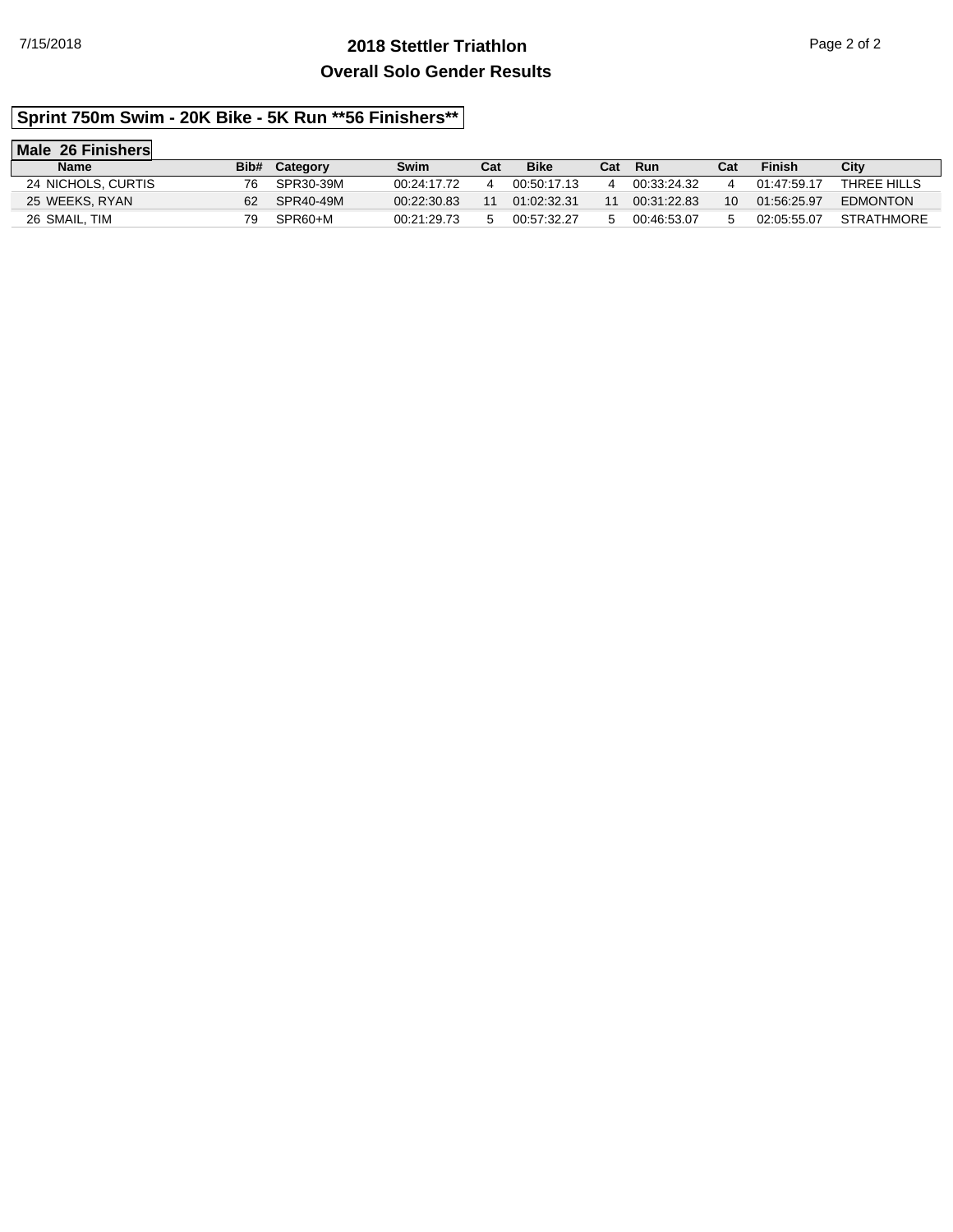# 2018 Stettler Triathlon

## Overall Solo Gender Results

### Sprint 750m Swim - 20K Bike - 5K Run **56 Finishers**

#### Male 26 Finishers

| Name | Bib# | Category | Swim | Cat | Bike | Cat | Run | Cat | Finish | City |
|---|---|---|---|---|---|---|---|---|---|---|
| 24 NICHOLS, CURTIS | 76 | SPR30-39M | 00:24:17.72 | 4 | 00:50:17.13 | 4 | 00:33:24.32 | 4 | 01:47:59.17 | THREE HILLS |
| 25 WEEKS, RYAN | 62 | SPR40-49M | 00:22:30.83 | 11 | 01:02:32.31 | 11 | 00:31:22.83 | 10 | 01:56:25.97 | EDMONTON |
| 26 SMAIL, TIM | 79 | SPR60+M | 00:21:29.73 | 5 | 00:57:32.27 | 5 | 00:46:53.07 | 5 | 02:05:55.07 | STRATHMORE |